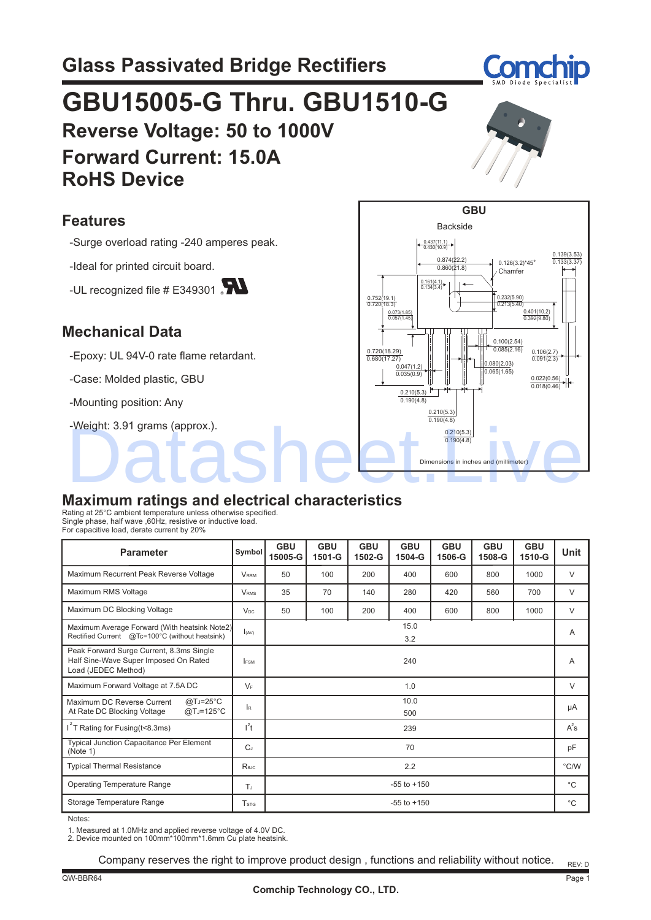# Glass Passivated Bridge Rectifiers

# GBU15005-G Thru. GBU1510-G

## Reverse Voltage: 50 to 1000V
## Forward Current: 15.0A
## RoHS Device

## Features

- -Surge overload rating -240 amperes peak.
- -Ideal for printed circuit board.
- -UL recognized file # E349301

## Mechanical Data

- -Epoxy: UL 94V-0 rate flame retardant.
- -Case: Molded plastic, GBU
- -Mounting position: Any
- -Weight: 3.91 grams (approx.).

GBU

Backside

Dimensions in inches and (millimeter)

## Maximum ratings and electrical characteristics

Rating at 25°C ambient temperature unless otherwise specified.
Single phase, half wave ,60Hz, resistive or inductive load.
For capacitive load, derate current by 20%

| Parameter | Symbol | GBU 15005-G | GBU 1501-G | GBU 1502-G | GBU 1504-G | GBU 1506-G | GBU 1508-G | GBU 1510-G | Unit |
|---|---|---|---|---|---|---|---|---|---|
| Maximum Recurrent Peak Reverse Voltage | $V_{RRM}$ | 50 | 100 | 200 | 400 | 600 | 800 | 1000 | V |
| Maximum RMS Voltage | $V_{RMS}$ | 35 | 70 | 140 | 280 | 420 | 560 | 700 | V |
| Maximum DC Blocking Voltage | $V_{DC}$ | 50 | 100 | 200 | 400 | 600 | 800 | 1000 | V |
| Maximum Average Forward (With heatsink Note2) Rectified Current @Tc=100°C (without heatsink) | $I_{(AV)}$ | 15.0 / 3.2 | | | | | | | A |
| Peak Forward Surge Current, 8.3ms Single Half Sine-Wave Super Imposed On Rated Load (JEDEC Method) | $I_{FSM}$ | 240 | | | | | | | A |
| Maximum Forward Voltage at 7.5A DC | $V_F$ | 1.0 | | | | | | | V |
| Maximum DC Reverse Current @TJ=25°C / At Rate DC Blocking Voltage @TJ=125°C | $I_R$ | 10.0 / 500 | | | | | | | μA |
| $I^2T$ Rating for Fusing(t<8.3ms) | $I^2t$ | 239 | | | | | | | $A^2s$ |
| Typical Junction Capacitance Per Element (Note 1) | $C_J$ | 70 | | | | | | | pF |
| Typical Thermal Resistance | $R_{θJC}$ | 2.2 | | | | | | | °C/W |
| Operating Temperature Range | $T_J$ | -55 to +150 | | | | | | | °C |
| Storage Temperature Range | $T_{STG}$ | -55 to +150 | | | | | | | °C |

Notes:

1. Measured at 1.0MHz and applied reverse voltage of 4.0V DC.
2. Device mounted on 100mm*100mm*1.6mm Cu plate heatsink.

Company reserves the right to improve product design , functions and reliability without notice.

REV: D

QW-BBR64

Comchip Technology CO., LTD.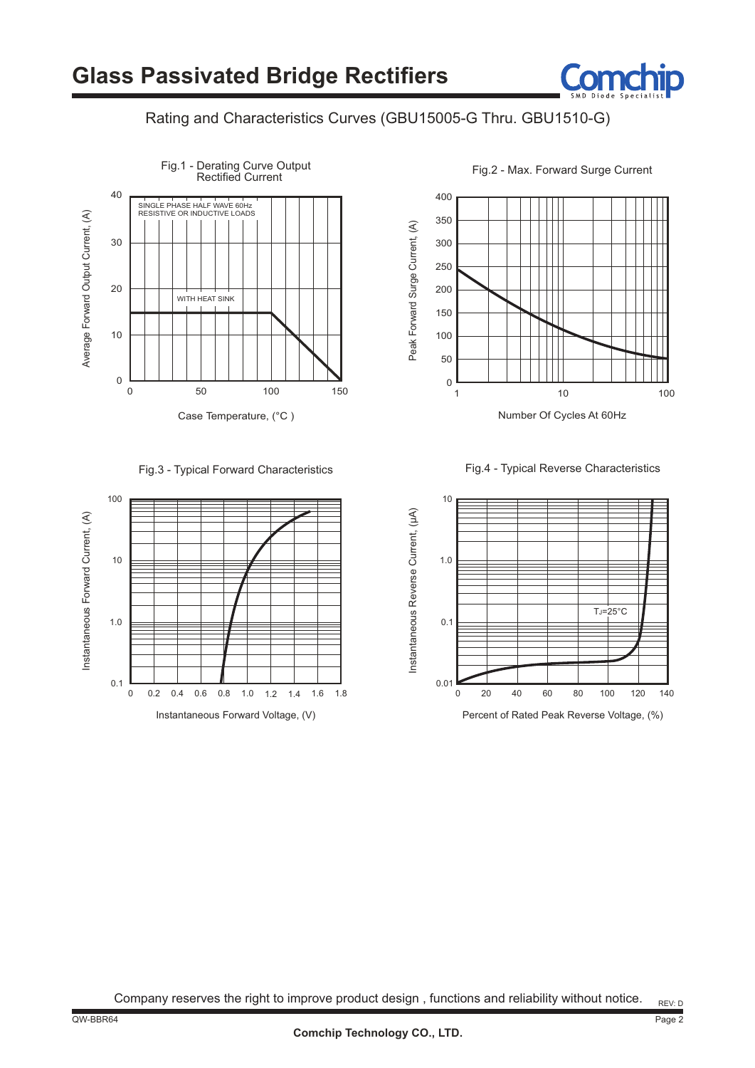# Glass Passivated Bridge Rectifiers

## Rating and Characteristics Curves (GBU15005-G Thru. GBU1510-G)

Fig.1 - Derating Curve Output Rectified Current

SINGLE PHASE HALF WAVE 60Hz
RESISTIVE OR INDUCTIVE LOADS

WITH HEAT SINK

Average Forward Output Current, (A)

Case Temperature, (°C )

Fig.2 - Max. Forward Surge Current

Peak Forward Surge Current, (A)

Number Of Cycles At 60Hz

Fig.3 - Typical Forward Characteristics

Instantaneous Forward Current, (A)

Instantaneous Forward Voltage, (V)

Fig.4 - Typical Reverse Characteristics

$T_J$=25°C

Instantaneous Reverse Current, (μA)

Percent of Rated Peak Reverse Voltage, (%)

Company reserves the right to improve product design , functions and reliability without notice.

REV: D

QW-BBR64

Comchip Technology CO., LTD.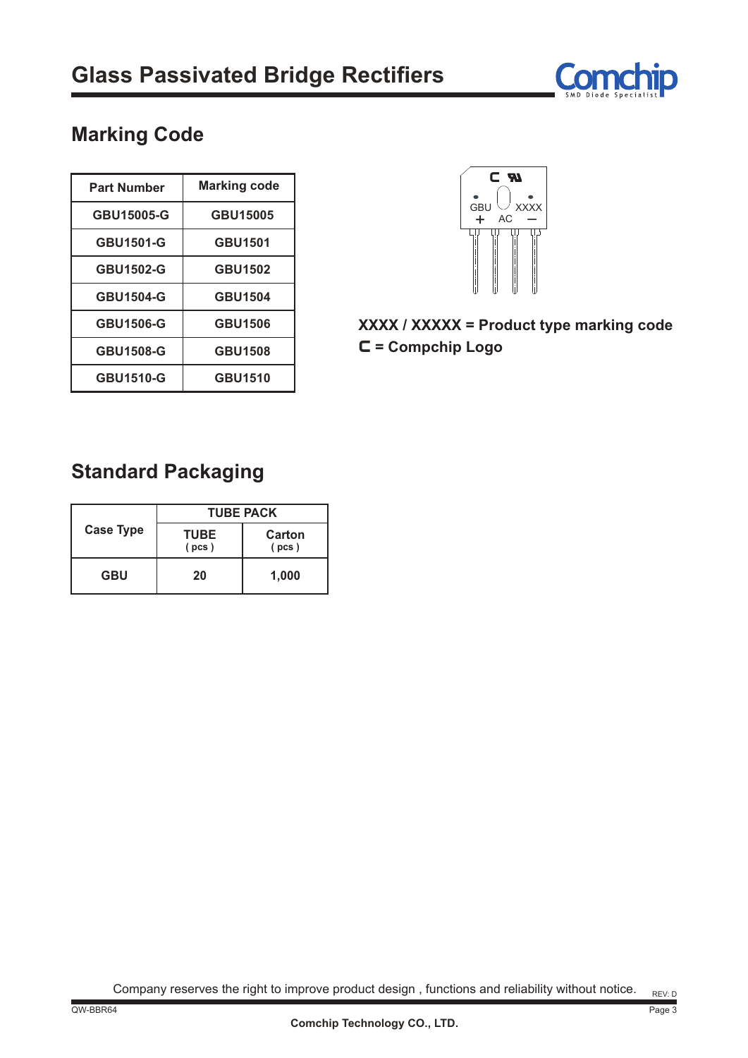## Marking Code

| Part Number | Marking code |
| --- | --- |
| GBU15005-G | GBU15005 |
| GBU1501-G | GBU1501 |
| GBU1502-G | GBU1502 |
| GBU1504-G | GBU1504 |
| GBU1506-G | GBU1506 |
| GBU1508-G | GBU1508 |
| GBU1510-G | GBU1510 |

GBU XXXX
\+ AC −

**XXXX / XXXXX = Product type marking code**

**C = Compchip Logo**

## Standard Packaging

| Case Type | TUBE PACK | |
| --- | --- | --- |
| | TUBE ( pcs ) | Carton ( pcs ) |
| GBU | 20 | 1,000 |

Company reserves the right to improve product design , functions and reliability without notice.